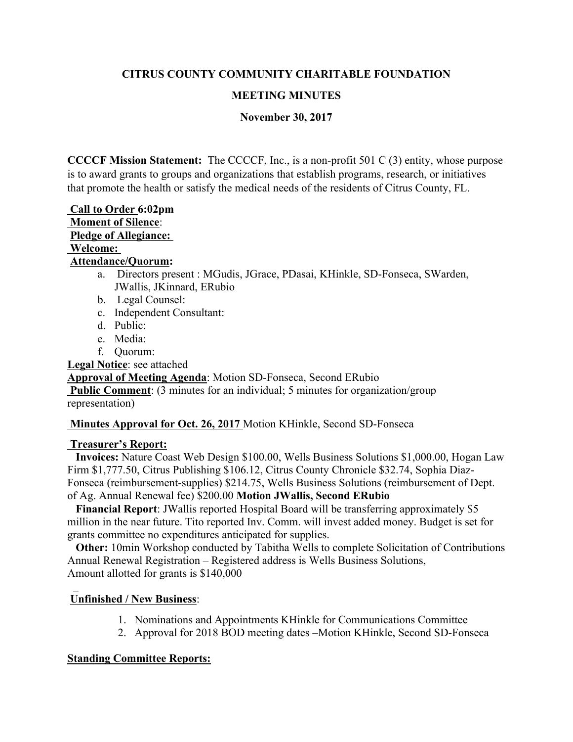# CITRUS COUNTY COMMUNITY CHARITABLE FOUNDATION

## MEETING MINUTES

### November 30, 2017

**CCCCF Mission Statement:** The CCCCF, Inc., is a non-profit 501 C (3) entity, whose purpose is to award grants to groups and organizations that establish programs, research, or initiatives that promote the health or satisfy the medical needs of the residents of Citrus County, FL.

**Call to Order 6:02pm**

**Moment of Silence**:

**Pledge of Allegiance:**

**Welcome:**

**Attendance/Quorum:**

a. Directors present : MGudis, JGrace, PDasai, KHinkle, SD-Fonseca, SWarden, JWallis, JKinnard, ERubio
b. Legal Counsel:
c. Independent Consultant:
d. Public:
e. Media:
f. Quorum:

**Legal Notice**: see attached

**Approval of Meeting Agenda**: Motion SD-Fonseca, Second ERubio

**Public Comment**: (3 minutes for an individual; 5 minutes for organization/group representation)

**Minutes Approval for Oct. 26, 2017** Motion KHinkle, Second SD-Fonseca

**Treasurer's Report:**

**Invoices:** Nature Coast Web Design $100.00, Wells Business Solutions $1,000.00, Hogan Law Firm $1,777.50, Citrus Publishing $106.12, Citrus County Chronicle $32.74, Sophia Diaz-Fonseca (reimbursement-supplies) $214.75, Wells Business Solutions (reimbursement of Dept. of Ag. Annual Renewal fee) $200.00 **Motion JWallis, Second ERubio**

**Financial Report**: JWallis reported Hospital Board will be transferring approximately $5 million in the near future. Tito reported Inv. Comm. will invest added money. Budget is set for grants committee no expenditures anticipated for supplies.

**Other:** 10min Workshop conducted by Tabitha Wells to complete Solicitation of Contributions Annual Renewal Registration – Registered address is Wells Business Solutions, Amount allotted for grants is $140,000

**Unfinished / New Business**:

1. Nominations and Appointments KHinkle for Communications Committee
2. Approval for 2018 BOD meeting dates –Motion KHinkle, Second SD-Fonseca

**Standing Committee Reports:**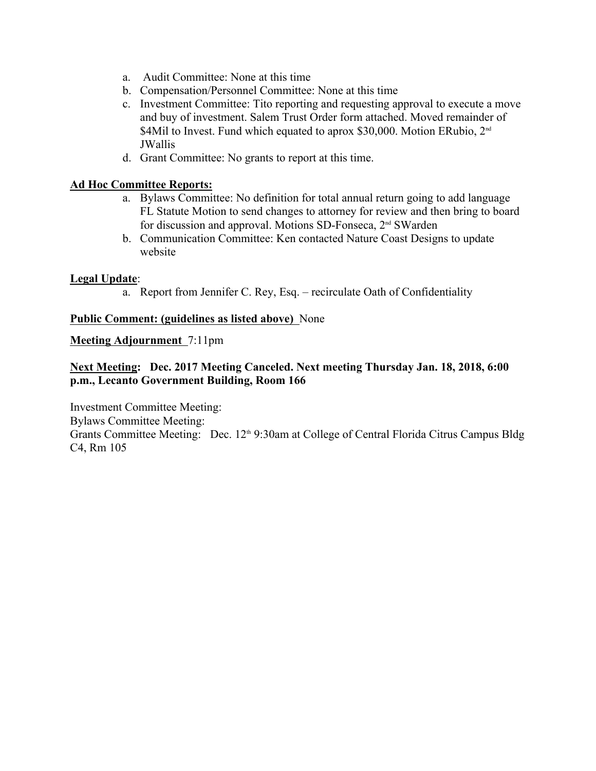a. Audit Committee: None at this time
b. Compensation/Personnel Committee: None at this time
c. Investment Committee: Tito reporting and requesting approval to execute a move and buy of investment. Salem Trust Order form attached. Moved remainder of $4Mil to Invest. Fund which equated to aprox $30,000. Motion ERubio, 2nd JWallis
d. Grant Committee: No grants to report at this time.

**Ad Hoc Committee Reports:**

a. Bylaws Committee: No definition for total annual return going to add language FL Statute Motion to send changes to attorney for review and then bring to board for discussion and approval. Motions SD-Fonseca, 2nd SWarden
b. Communication Committee: Ken contacted Nature Coast Designs to update website

**Legal Update**:

a. Report from Jennifer C. Rey, Esq. – recirculate Oath of Confidentiality

**Public Comment: (guidelines as listed above)** None

**Meeting Adjournment** 7:11pm

**Next Meeting: Dec. 2017 Meeting Canceled. Next meeting Thursday Jan. 18, 2018, 6:00 p.m., Lecanto Government Building, Room 166**

Investment Committee Meeting:
Bylaws Committee Meeting:
Grants Committee Meeting: Dec. 12th 9:30am at College of Central Florida Citrus Campus Bldg C4, Rm 105